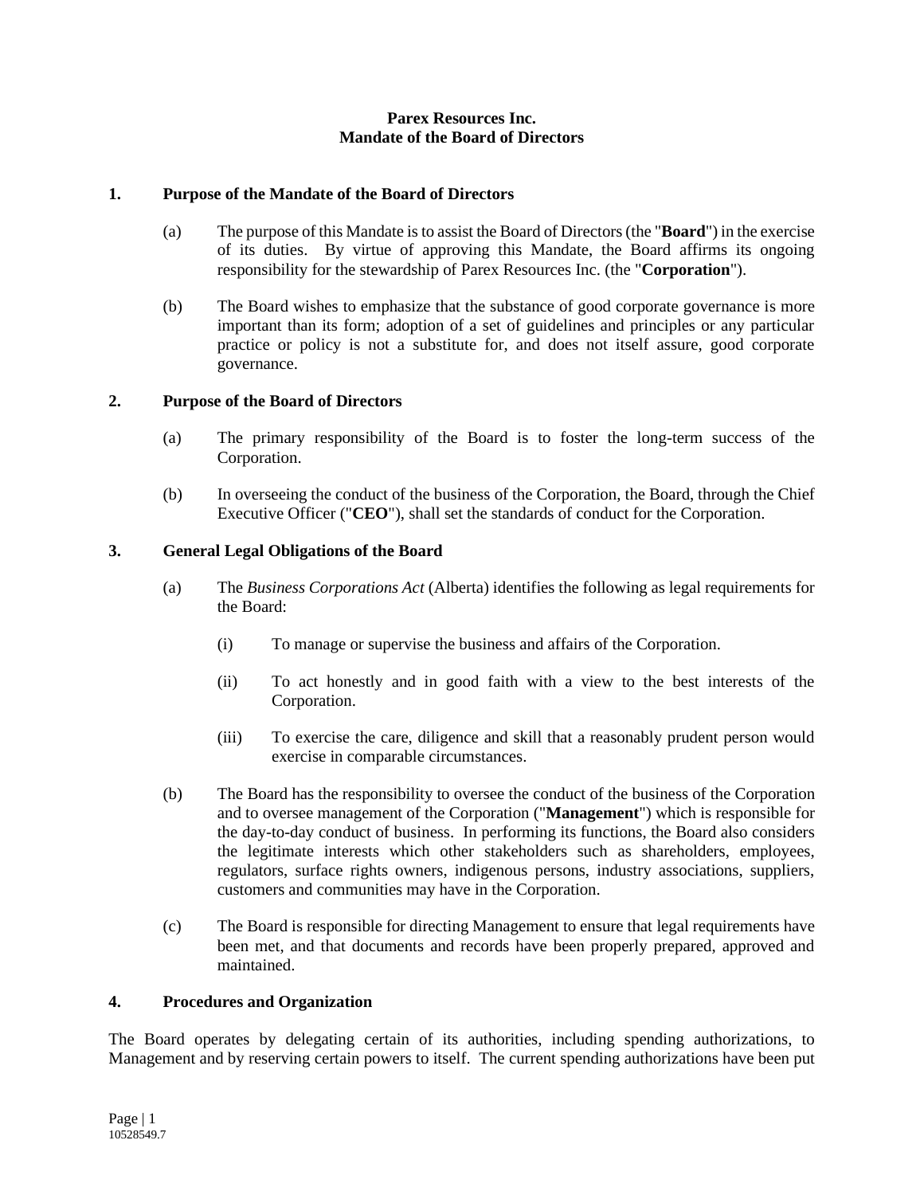# Parex Resources Inc.
# Mandate of the Board of Directors

## 1. Purpose of the Mandate of the Board of Directors

(a) The purpose of this Mandate is to assist the Board of Directors (the "**Board**") in the exercise of its duties. By virtue of approving this Mandate, the Board affirms its ongoing responsibility for the stewardship of Parex Resources Inc. (the "**Corporation**").

(b) The Board wishes to emphasize that the substance of good corporate governance is more important than its form; adoption of a set of guidelines and principles or any particular practice or policy is not a substitute for, and does not itself assure, good corporate governance.

## 2. Purpose of the Board of Directors

(a) The primary responsibility of the Board is to foster the long-term success of the Corporation.

(b) In overseeing the conduct of the business of the Corporation, the Board, through the Chief Executive Officer ("**CEO**"), shall set the standards of conduct for the Corporation.

## 3. General Legal Obligations of the Board

(a) The *Business Corporations Act* (Alberta) identifies the following as legal requirements for the Board:

   (i) To manage or supervise the business and affairs of the Corporation.

   (ii) To act honestly and in good faith with a view to the best interests of the Corporation.

   (iii) To exercise the care, diligence and skill that a reasonably prudent person would exercise in comparable circumstances.

(b) The Board has the responsibility to oversee the conduct of the business of the Corporation and to oversee management of the Corporation ("**Management**") which is responsible for the day-to-day conduct of business. In performing its functions, the Board also considers the legitimate interests which other stakeholders such as shareholders, employees, regulators, surface rights owners, indigenous persons, industry associations, suppliers, customers and communities may have in the Corporation.

(c) The Board is responsible for directing Management to ensure that legal requirements have been met, and that documents and records have been properly prepared, approved and maintained.

## 4. Procedures and Organization

The Board operates by delegating certain of its authorities, including spending authorizations, to Management and by reserving certain powers to itself. The current spending authorizations have been put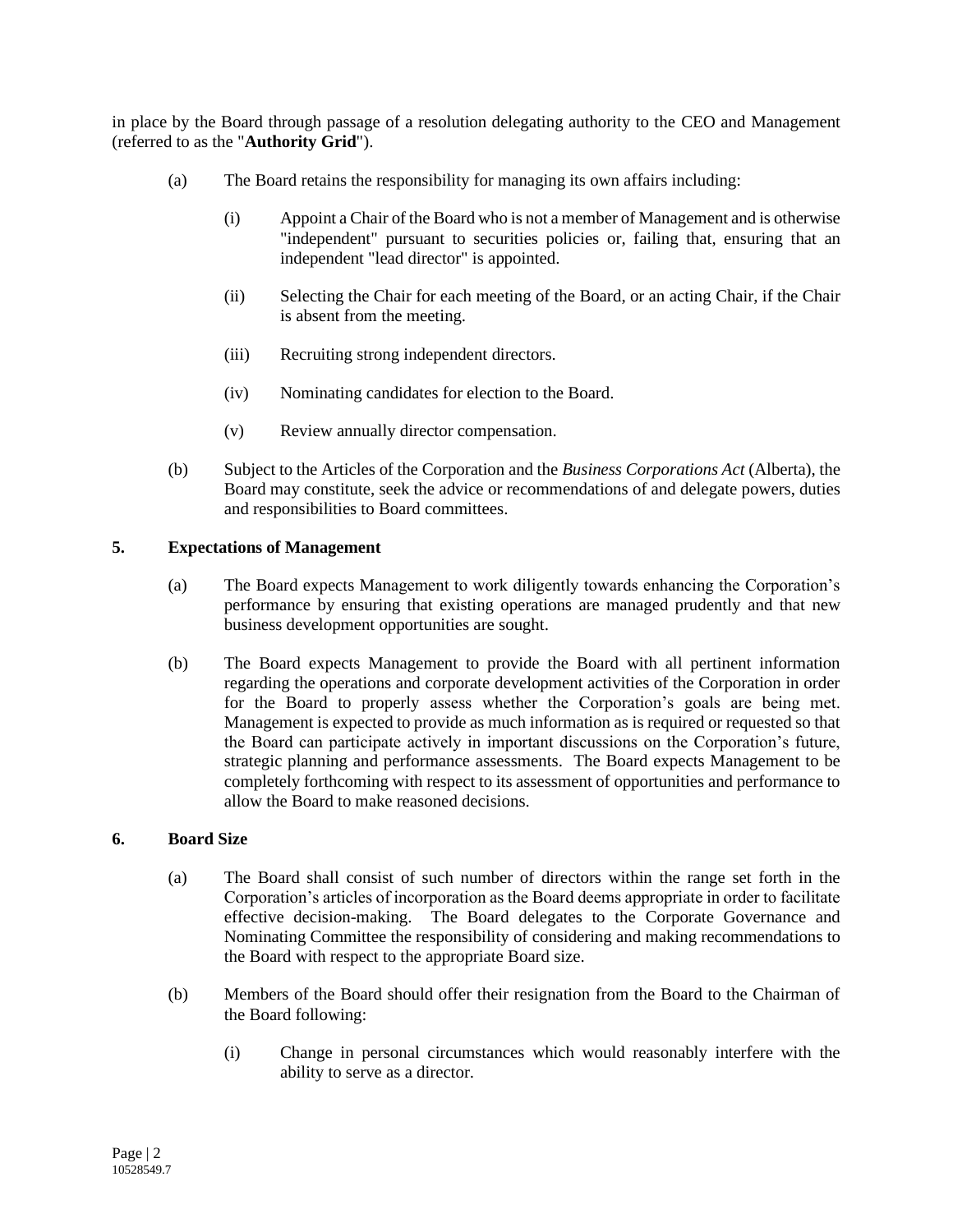in place by the Board through passage of a resolution delegating authority to the CEO and Management (referred to as the "**Authority Grid**").

(a) The Board retains the responsibility for managing its own affairs including:

   (i) Appoint a Chair of the Board who is not a member of Management and is otherwise "independent" pursuant to securities policies or, failing that, ensuring that an independent "lead director" is appointed.

   (ii) Selecting the Chair for each meeting of the Board, or an acting Chair, if the Chair is absent from the meeting.

   (iii) Recruiting strong independent directors.

   (iv) Nominating candidates for election to the Board.

   (v) Review annually director compensation.

(b) Subject to the Articles of the Corporation and the *Business Corporations Act* (Alberta), the Board may constitute, seek the advice or recommendations of and delegate powers, duties and responsibilities to Board committees.

## 5. Expectations of Management

(a) The Board expects Management to work diligently towards enhancing the Corporation's performance by ensuring that existing operations are managed prudently and that new business development opportunities are sought.

(b) The Board expects Management to provide the Board with all pertinent information regarding the operations and corporate development activities of the Corporation in order for the Board to properly assess whether the Corporation's goals are being met. Management is expected to provide as much information as is required or requested so that the Board can participate actively in important discussions on the Corporation's future, strategic planning and performance assessments. The Board expects Management to be completely forthcoming with respect to its assessment of opportunities and performance to allow the Board to make reasoned decisions.

## 6. Board Size

(a) The Board shall consist of such number of directors within the range set forth in the Corporation's articles of incorporation as the Board deems appropriate in order to facilitate effective decision-making. The Board delegates to the Corporate Governance and Nominating Committee the responsibility of considering and making recommendations to the Board with respect to the appropriate Board size.

(b) Members of the Board should offer their resignation from the Board to the Chairman of the Board following:

   (i) Change in personal circumstances which would reasonably interfere with the ability to serve as a director.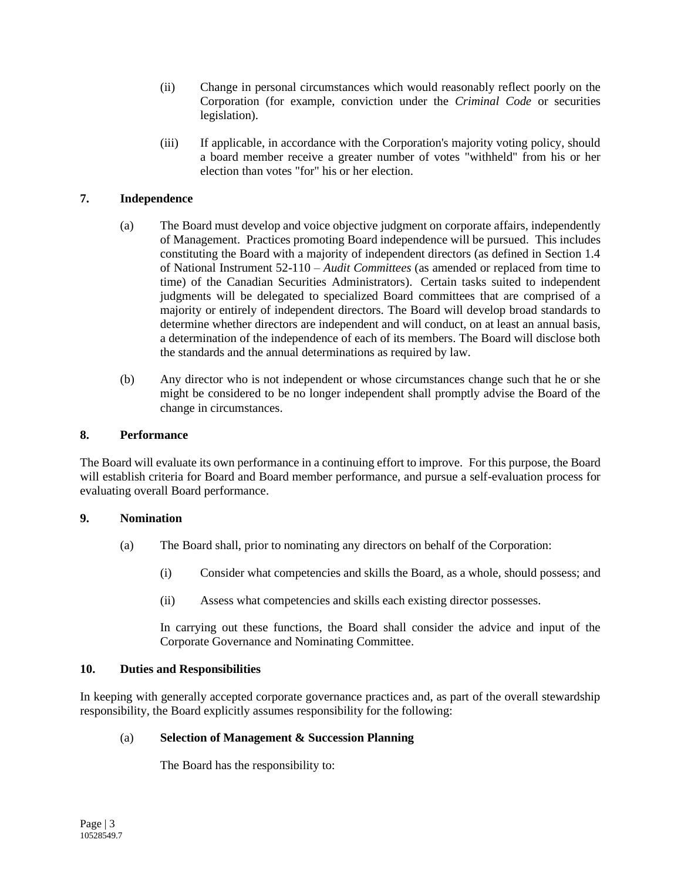(ii) Change in personal circumstances which would reasonably reflect poorly on the Corporation (for example, conviction under the *Criminal Code* or securities legislation).

(iii) If applicable, in accordance with the Corporation's majority voting policy, should a board member receive a greater number of votes "withheld" from his or her election than votes "for" his or her election.

## 7. Independence

(a) The Board must develop and voice objective judgment on corporate affairs, independently of Management. Practices promoting Board independence will be pursued. This includes constituting the Board with a majority of independent directors (as defined in Section 1.4 of National Instrument 52-110 – *Audit Committees* (as amended or replaced from time to time) of the Canadian Securities Administrators). Certain tasks suited to independent judgments will be delegated to specialized Board committees that are comprised of a majority or entirely of independent directors. The Board will develop broad standards to determine whether directors are independent and will conduct, on at least an annual basis, a determination of the independence of each of its members. The Board will disclose both the standards and the annual determinations as required by law.

(b) Any director who is not independent or whose circumstances change such that he or she might be considered to be no longer independent shall promptly advise the Board of the change in circumstances.

## 8. Performance

The Board will evaluate its own performance in a continuing effort to improve. For this purpose, the Board will establish criteria for Board and Board member performance, and pursue a self-evaluation process for evaluating overall Board performance.

## 9. Nomination

(a) The Board shall, prior to nominating any directors on behalf of the Corporation:

(i) Consider what competencies and skills the Board, as a whole, should possess; and

(ii) Assess what competencies and skills each existing director possesses.

In carrying out these functions, the Board shall consider the advice and input of the Corporate Governance and Nominating Committee.

## 10. Duties and Responsibilities

In keeping with generally accepted corporate governance practices and, as part of the overall stewardship responsibility, the Board explicitly assumes responsibility for the following:

(a) **Selection of Management & Succession Planning**

The Board has the responsibility to: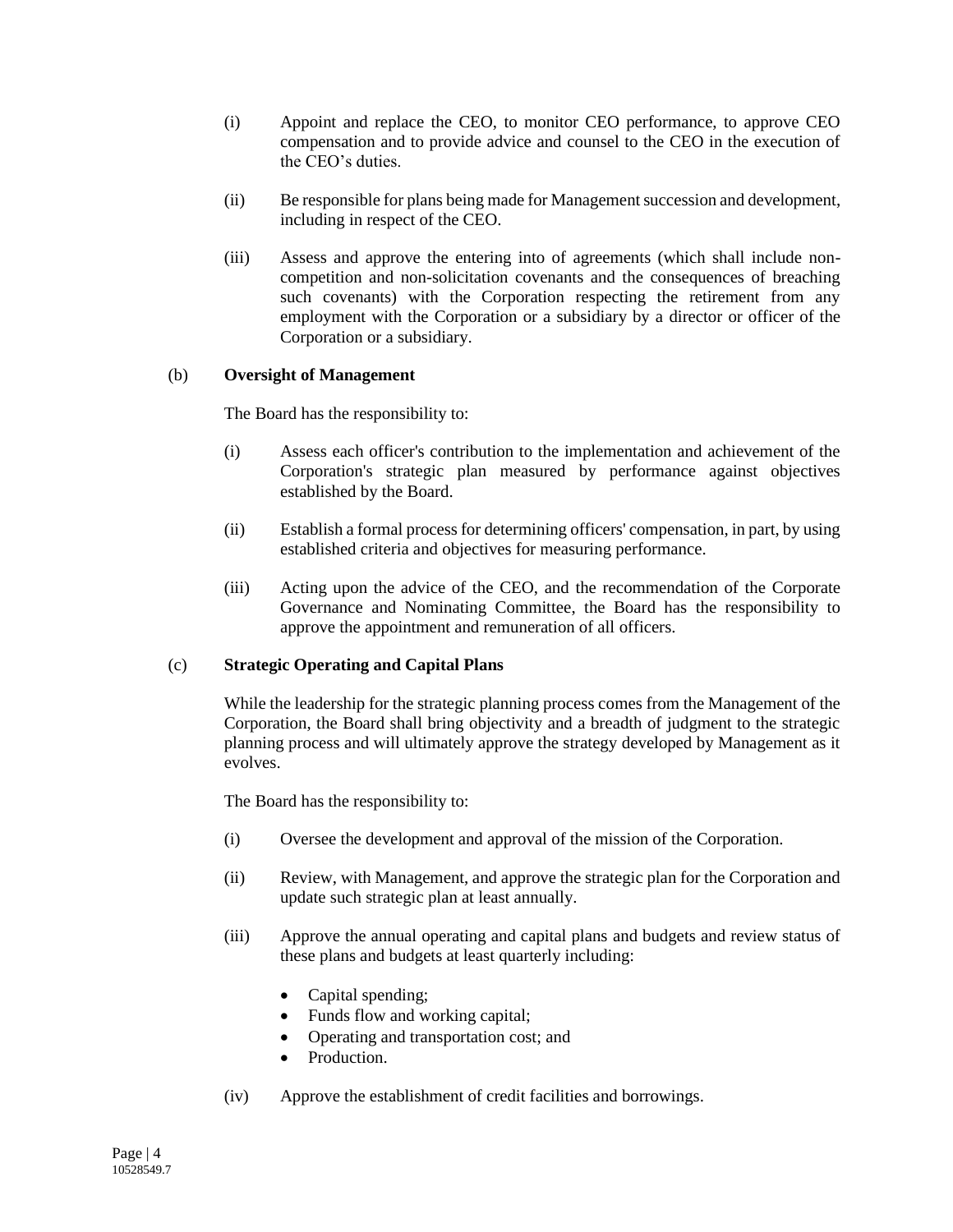(i) Appoint and replace the CEO, to monitor CEO performance, to approve CEO compensation and to provide advice and counsel to the CEO in the execution of the CEO's duties.

(ii) Be responsible for plans being made for Management succession and development, including in respect of the CEO.

(iii) Assess and approve the entering into of agreements (which shall include non-competition and non-solicitation covenants and the consequences of breaching such covenants) with the Corporation respecting the retirement from any employment with the Corporation or a subsidiary by a director or officer of the Corporation or a subsidiary.

(b) **Oversight of Management**

The Board has the responsibility to:

(i) Assess each officer's contribution to the implementation and achievement of the Corporation's strategic plan measured by performance against objectives established by the Board.

(ii) Establish a formal process for determining officers' compensation, in part, by using established criteria and objectives for measuring performance.

(iii) Acting upon the advice of the CEO, and the recommendation of the Corporate Governance and Nominating Committee, the Board has the responsibility to approve the appointment and remuneration of all officers.

(c) **Strategic Operating and Capital Plans**

While the leadership for the strategic planning process comes from the Management of the Corporation, the Board shall bring objectivity and a breadth of judgment to the strategic planning process and will ultimately approve the strategy developed by Management as it evolves.

The Board has the responsibility to:

(i) Oversee the development and approval of the mission of the Corporation.

(ii) Review, with Management, and approve the strategic plan for the Corporation and update such strategic plan at least annually.

(iii) Approve the annual operating and capital plans and budgets and review status of these plans and budgets at least quarterly including:

- Capital spending;
- Funds flow and working capital;
- Operating and transportation cost; and
- Production.

(iv) Approve the establishment of credit facilities and borrowings.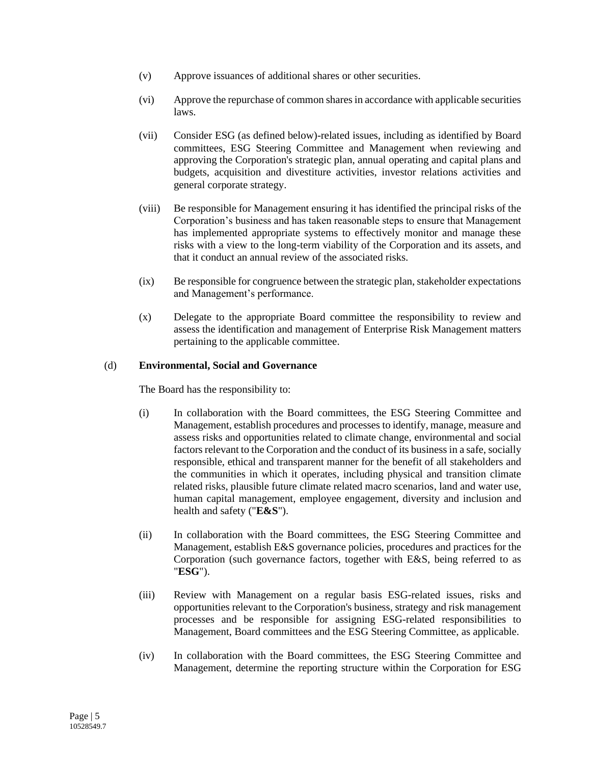(v) Approve issuances of additional shares or other securities.

(vi) Approve the repurchase of common shares in accordance with applicable securities laws.

(vii) Consider ESG (as defined below)-related issues, including as identified by Board committees, ESG Steering Committee and Management when reviewing and approving the Corporation's strategic plan, annual operating and capital plans and budgets, acquisition and divestiture activities, investor relations activities and general corporate strategy.

(viii) Be responsible for Management ensuring it has identified the principal risks of the Corporation's business and has taken reasonable steps to ensure that Management has implemented appropriate systems to effectively monitor and manage these risks with a view to the long-term viability of the Corporation and its assets, and that it conduct an annual review of the associated risks.

(ix) Be responsible for congruence between the strategic plan, stakeholder expectations and Management's performance.

(x) Delegate to the appropriate Board committee the responsibility to review and assess the identification and management of Enterprise Risk Management matters pertaining to the applicable committee.

(d) **Environmental, Social and Governance**

The Board has the responsibility to:

(i) In collaboration with the Board committees, the ESG Steering Committee and Management, establish procedures and processes to identify, manage, measure and assess risks and opportunities related to climate change, environmental and social factors relevant to the Corporation and the conduct of its business in a safe, socially responsible, ethical and transparent manner for the benefit of all stakeholders and the communities in which it operates, including physical and transition climate related risks, plausible future climate related macro scenarios, land and water use, human capital management, employee engagement, diversity and inclusion and health and safety ("**E&S**").

(ii) In collaboration with the Board committees, the ESG Steering Committee and Management, establish E&S governance policies, procedures and practices for the Corporation (such governance factors, together with E&S, being referred to as "**ESG**").

(iii) Review with Management on a regular basis ESG-related issues, risks and opportunities relevant to the Corporation's business, strategy and risk management processes and be responsible for assigning ESG-related responsibilities to Management, Board committees and the ESG Steering Committee, as applicable.

(iv) In collaboration with the Board committees, the ESG Steering Committee and Management, determine the reporting structure within the Corporation for ESG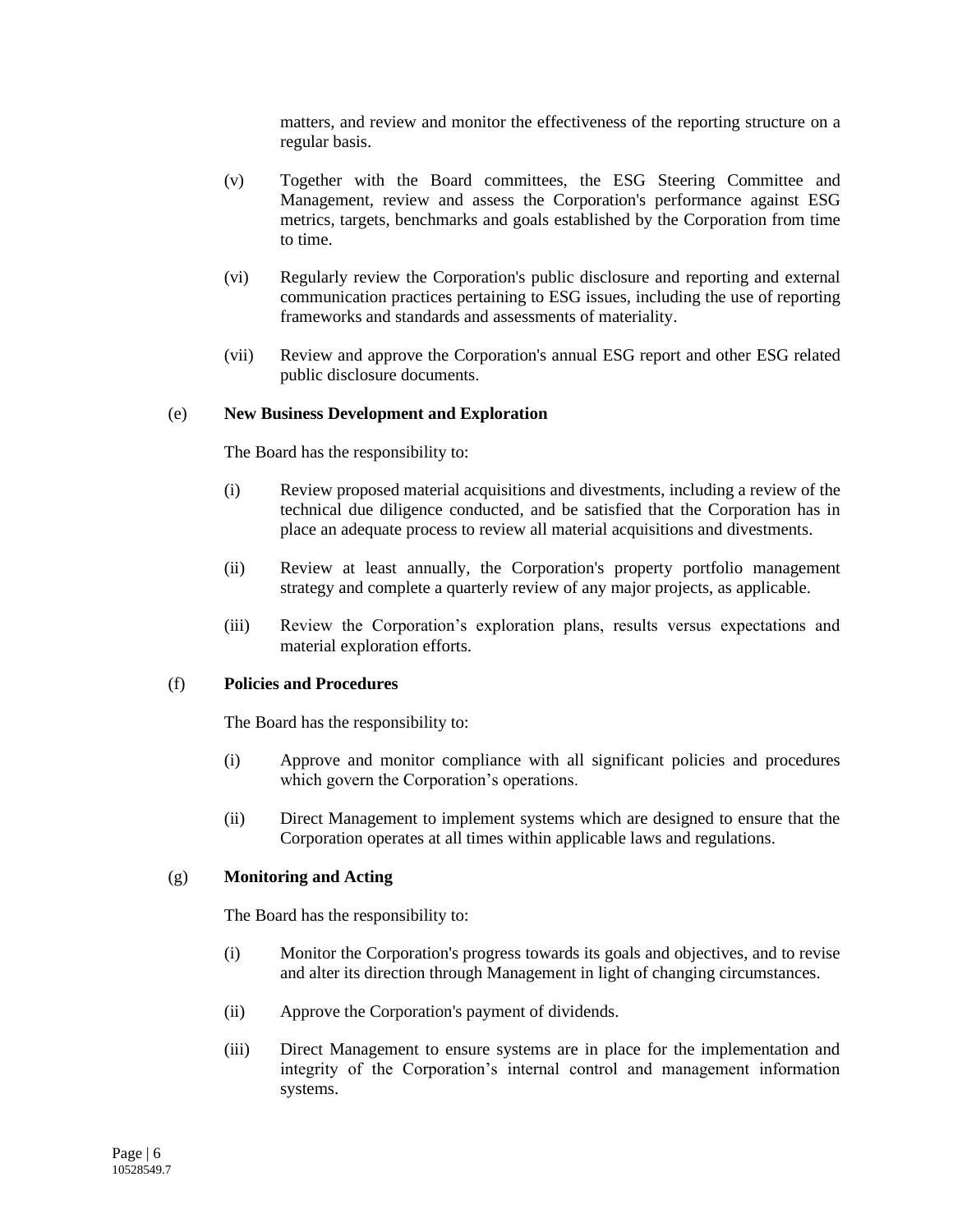matters, and review and monitor the effectiveness of the reporting structure on a regular basis.

(v) Together with the Board committees, the ESG Steering Committee and Management, review and assess the Corporation's performance against ESG metrics, targets, benchmarks and goals established by the Corporation from time to time.

(vi) Regularly review the Corporation's public disclosure and reporting and external communication practices pertaining to ESG issues, including the use of reporting frameworks and standards and assessments of materiality.

(vii) Review and approve the Corporation's annual ESG report and other ESG related public disclosure documents.

(e) **New Business Development and Exploration**

The Board has the responsibility to:

(i) Review proposed material acquisitions and divestments, including a review of the technical due diligence conducted, and be satisfied that the Corporation has in place an adequate process to review all material acquisitions and divestments.

(ii) Review at least annually, the Corporation's property portfolio management strategy and complete a quarterly review of any major projects, as applicable.

(iii) Review the Corporation's exploration plans, results versus expectations and material exploration efforts.

(f) **Policies and Procedures**

The Board has the responsibility to:

(i) Approve and monitor compliance with all significant policies and procedures which govern the Corporation's operations.

(ii) Direct Management to implement systems which are designed to ensure that the Corporation operates at all times within applicable laws and regulations.

(g) **Monitoring and Acting**

The Board has the responsibility to:

(i) Monitor the Corporation's progress towards its goals and objectives, and to revise and alter its direction through Management in light of changing circumstances.

(ii) Approve the Corporation's payment of dividends.

(iii) Direct Management to ensure systems are in place for the implementation and integrity of the Corporation's internal control and management information systems.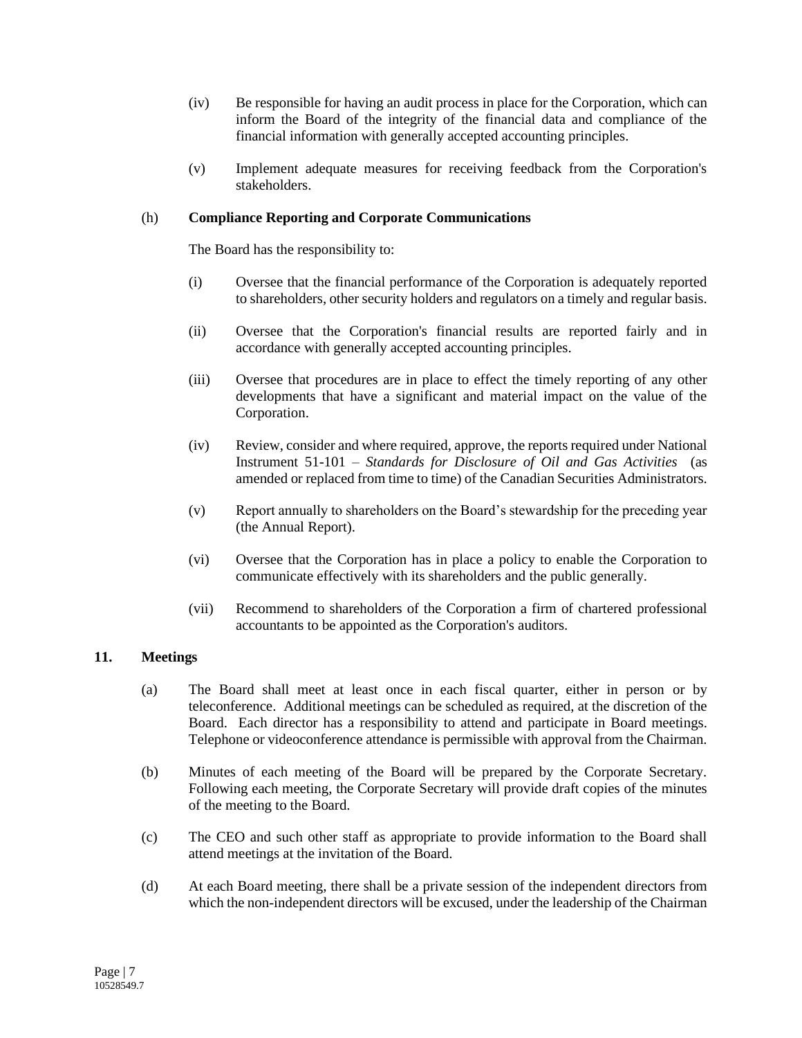(iv) Be responsible for having an audit process in place for the Corporation, which can inform the Board of the integrity of the financial data and compliance of the financial information with generally accepted accounting principles.

(v) Implement adequate measures for receiving feedback from the Corporation's stakeholders.

(h) **Compliance Reporting and Corporate Communications**

The Board has the responsibility to:

(i) Oversee that the financial performance of the Corporation is adequately reported to shareholders, other security holders and regulators on a timely and regular basis.

(ii) Oversee that the Corporation's financial results are reported fairly and in accordance with generally accepted accounting principles.

(iii) Oversee that procedures are in place to effect the timely reporting of any other developments that have a significant and material impact on the value of the Corporation.

(iv) Review, consider and where required, approve, the reports required under National Instrument 51-101 – *Standards for Disclosure of Oil and Gas Activities* (as amended or replaced from time to time) of the Canadian Securities Administrators.

(v) Report annually to shareholders on the Board's stewardship for the preceding year (the Annual Report).

(vi) Oversee that the Corporation has in place a policy to enable the Corporation to communicate effectively with its shareholders and the public generally.

(vii) Recommend to shareholders of the Corporation a firm of chartered professional accountants to be appointed as the Corporation's auditors.

## 11. Meetings

(a) The Board shall meet at least once in each fiscal quarter, either in person or by teleconference. Additional meetings can be scheduled as required, at the discretion of the Board. Each director has a responsibility to attend and participate in Board meetings. Telephone or videoconference attendance is permissible with approval from the Chairman.

(b) Minutes of each meeting of the Board will be prepared by the Corporate Secretary. Following each meeting, the Corporate Secretary will provide draft copies of the minutes of the meeting to the Board.

(c) The CEO and such other staff as appropriate to provide information to the Board shall attend meetings at the invitation of the Board.

(d) At each Board meeting, there shall be a private session of the independent directors from which the non-independent directors will be excused, under the leadership of the Chairman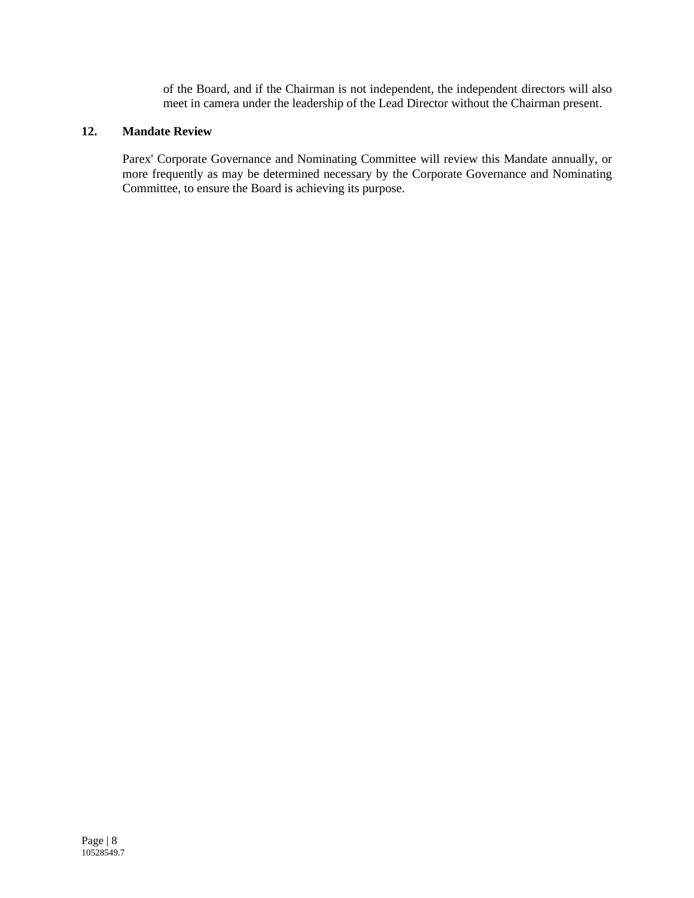of the Board, and if the Chairman is not independent, the independent directors will also meet in camera under the leadership of the Lead Director without the Chairman present.

## 12. Mandate Review

Parex' Corporate Governance and Nominating Committee will review this Mandate annually, or more frequently as may be determined necessary by the Corporate Governance and Nominating Committee, to ensure the Board is achieving its purpose.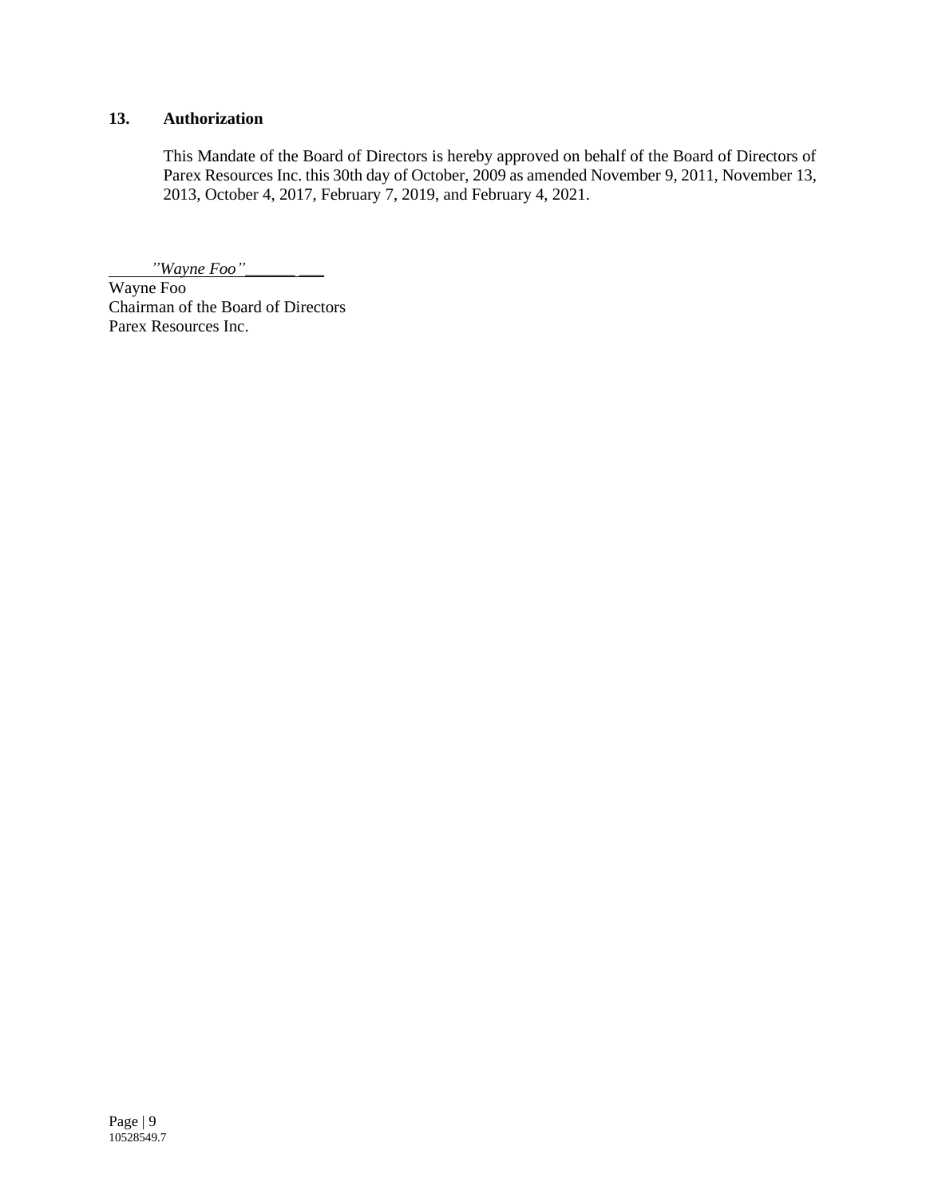## 13. Authorization

This Mandate of the Board of Directors is hereby approved on behalf of the Board of Directors of Parex Resources Inc. this 30th day of October, 2009 as amended November 9, 2011, November 13, 2013, October 4, 2017, February 7, 2019, and February 4, 2021.

*"Wayne Foo"*

Wayne Foo
Chairman of the Board of Directors
Parex Resources Inc.

10528549.7